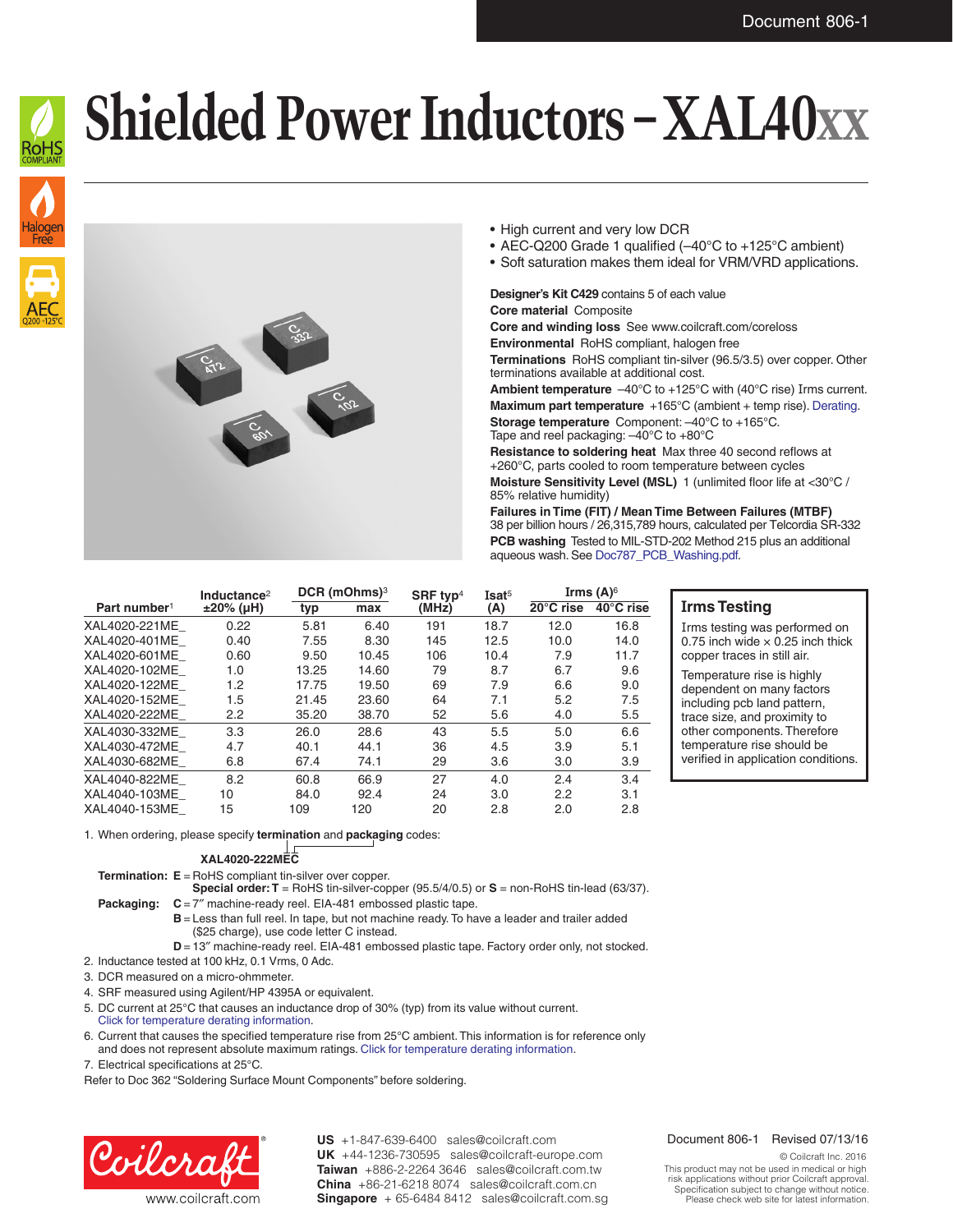# Shielded Power Inductors – XAL40xx

- High current and very low DCR
- AEC-Q200 Grade 1 qualified (–40°C to +125°C ambient)
- Soft saturation makes them ideal for VRM/VRD applications.

**Designer's Kit C429** contains 5 of each value
**Core material** Composite
**Core and winding loss** See www.coilcraft.com/coreloss
**Environmental** RoHS compliant, halogen free
**Terminations** RoHS compliant tin-silver (96.5/3.5) over copper. Other terminations available at additional cost.
**Ambient temperature** –40°C to +125°C with (40°C rise) Irms current.
**Maximum part temperature** +165°C (ambient + temp rise). Derating.
**Storage temperature** Component: –40°C to +165°C. Tape and reel packaging: –40°C to +80°C
**Resistance to soldering heat** Max three 40 second reflows at +260°C, parts cooled to room temperature between cycles
**Moisture Sensitivity Level (MSL)** 1 (unlimited floor life at <30°C / 85% relative humidity)
**Failures in Time (FIT) / Mean Time Between Failures (MTBF)** 38 per billion hours / 26,315,789 hours, calculated per Telcordia SR-332
**PCB washing** Tested to MIL-STD-202 Method 215 plus an additional aqueous wash. See Doc787_PCB_Washing.pdf.

| Part number[1] | Inductance[2] ±20% (µH) | DCR (mOhms)[3] typ | DCR (mOhms)[3] max | SRF typ[4] (MHz) | Isat[5] (A) | Irms (A)[6] 20°C rise | Irms (A)[6] 40°C rise |
|---|---|---|---|---|---|---|---|
| XAL4020-221ME_ | 0.22 | 5.81 | 6.40 | 191 | 18.7 | 12.0 | 16.8 |
| XAL4020-401ME_ | 0.40 | 7.55 | 8.30 | 145 | 12.5 | 10.0 | 14.0 |
| XAL4020-601ME_ | 0.60 | 9.50 | 10.45 | 106 | 10.4 | 7.9 | 11.7 |
| XAL4020-102ME_ | 1.0 | 13.25 | 14.60 | 79 | 8.7 | 6.7 | 9.6 |
| XAL4020-122ME_ | 1.2 | 17.75 | 19.50 | 69 | 7.9 | 6.6 | 9.0 |
| XAL4020-152ME_ | 1.5 | 21.45 | 23.60 | 64 | 7.1 | 5.2 | 7.5 |
| XAL4020-222ME_ | 2.2 | 35.20 | 38.70 | 52 | 5.6 | 4.0 | 5.5 |
| XAL4030-332ME_ | 3.3 | 26.0 | 28.6 | 43 | 5.5 | 5.0 | 6.6 |
| XAL4030-472ME_ | 4.7 | 40.1 | 44.1 | 36 | 4.5 | 3.9 | 5.1 |
| XAL4030-682ME_ | 6.8 | 67.4 | 74.1 | 29 | 3.6 | 3.0 | 3.9 |
| XAL4040-822ME_ | 8.2 | 60.8 | 66.9 | 27 | 4.0 | 2.4 | 3.4 |
| XAL4040-103ME_ | 10 | 84.0 | 92.4 | 24 | 3.0 | 2.2 | 3.1 |
| XAL4040-153ME_ | 15 | 109 | 120 | 20 | 2.8 | 2.0 | 2.8 |

## Irms Testing

Irms testing was performed on 0.75 inch wide × 0.25 inch thick copper traces in still air.

Temperature rise is highly dependent on many factors including pcb land pattern, trace size, and proximity to other components. Therefore temperature rise should be verified in application conditions.

1. When ordering, please specify **termination** and **packaging** codes:

   **XAL4020-222MEC**

   **Termination:** **E** = RoHS compliant tin-silver over copper.
   **Special order:** **T** = RoHS tin-silver-copper (95.5/4/0.5) or **S** = non-RoHS tin-lead (63/37).

   **Packaging:** **C** = 7″ machine-ready reel. EIA-481 embossed plastic tape.
   **B** = Less than full reel. In tape, but not machine ready. To have a leader and trailer added ($25 charge), use code letter C instead.
   **D** = 13″ machine-ready reel. EIA-481 embossed plastic tape. Factory order only, not stocked.
2. Inductance tested at 100 kHz, 0.1 Vrms, 0 Adc.
3. DCR measured on a micro-ohmmeter.
4. SRF measured using Agilent/HP 4395A or equivalent.
5. DC current at 25°C that causes an inductance drop of 30% (typ) from its value without current. Click for temperature derating information.
6. Current that causes the specified temperature rise from 25°C ambient. This information is for reference only and does not represent absolute maximum ratings. Click for temperature derating information.
7. Electrical specifications at 25°C.

Refer to Doc 362 "Soldering Surface Mount Components" before soldering.

Coilcraft® www.coilcraft.com

**US** +1-847-639-6400 sales@coilcraft.com
**UK** +44-1236-730595 sales@coilcraft-europe.com
**Taiwan** +886-2-2264 3646 sales@coilcraft.com.tw
**China** +86-21-6218 8074 sales@coilcraft.com.cn
**Singapore** + 65-6484 8412 sales@coilcraft.com.sg

Document 806-1 Revised 07/13/16

© Coilcraft Inc. 2016
This product may not be used in medical or high risk applications without prior Coilcraft approval. Specification subject to change without notice. Please check web site for latest information.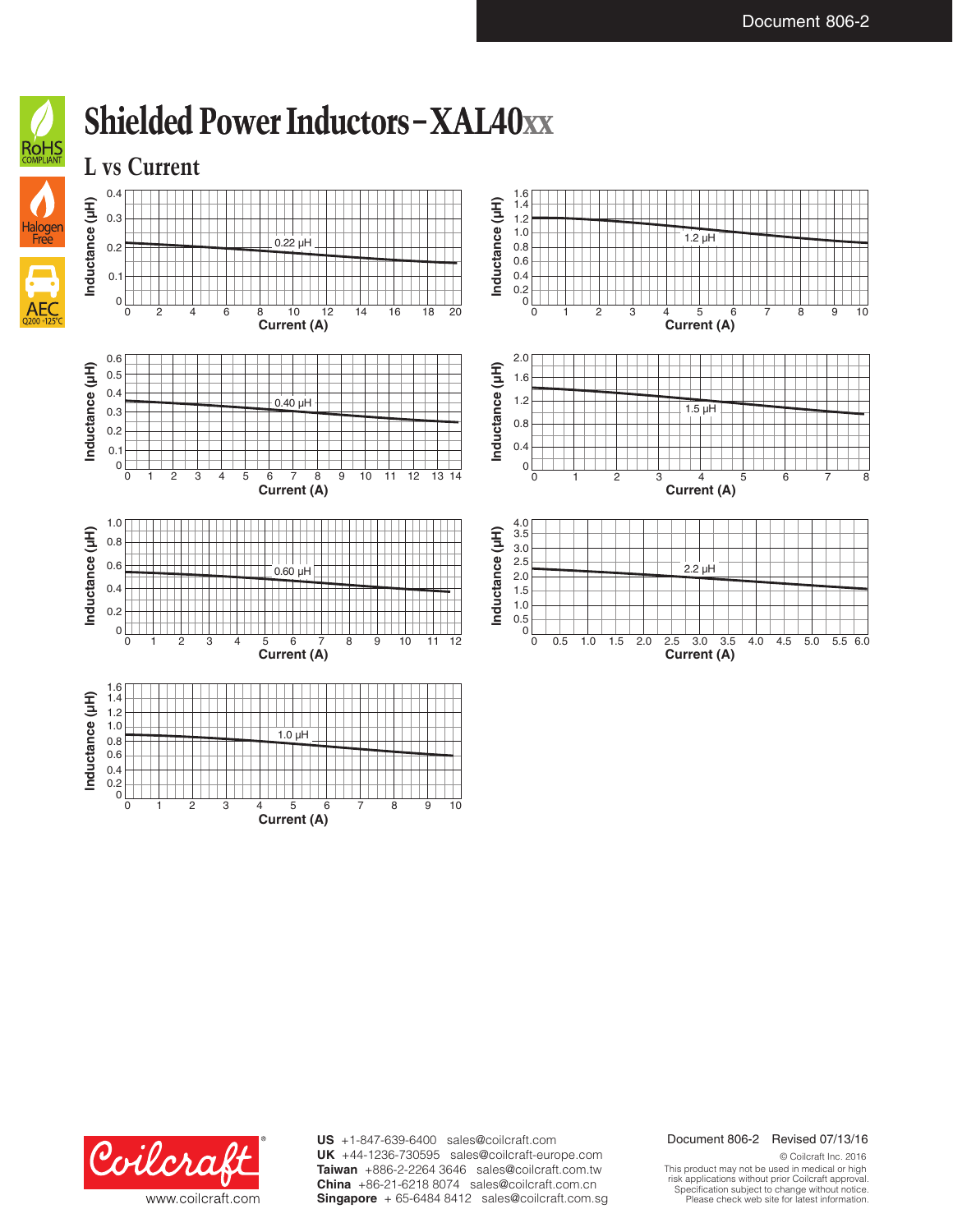# Shielded Power Inductors – XAL40xx

## L vs Current

Inductance (µH) vs Current (A)

0.22 µH

1.2 µH

0.40 µH

1.5 µH

0.60 µH

2.2 µH

1.0 µH

**US** +1-847-639-6400 sales@coilcraft.com
**UK** +44-1236-730595 sales@coilcraft-europe.com
**Taiwan** +886-2-2264 3646 sales@coilcraft.com.tw
**China** +86-21-6218 8074 sales@coilcraft.com.cn
**Singapore** + 65-6484 8412 sales@coilcraft.com.sg

www.coilcraft.com

Document 806-2 Revised 07/13/16

© Coilcraft Inc. 2016
This product may not be used in medical or high risk applications without prior Coilcraft approval.
Specification subject to change without notice.
Please check web site for latest information.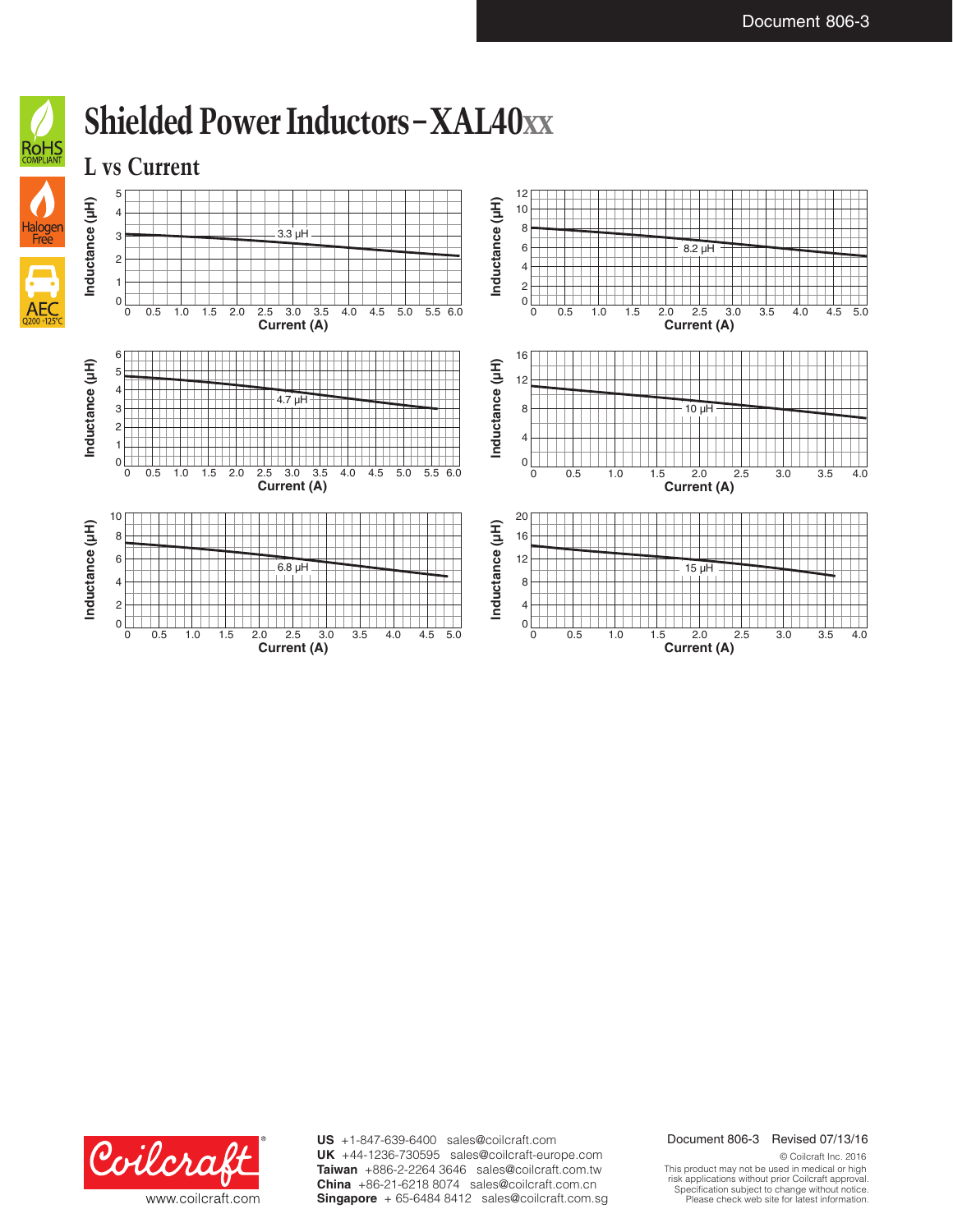# Shielded Power Inductors – XAL40xx

## L vs Current

Inductance (µH) vs Current (A)

3.3 µH

8.2 µH

4.7 µH

10 µH

6.8 µH

15 µH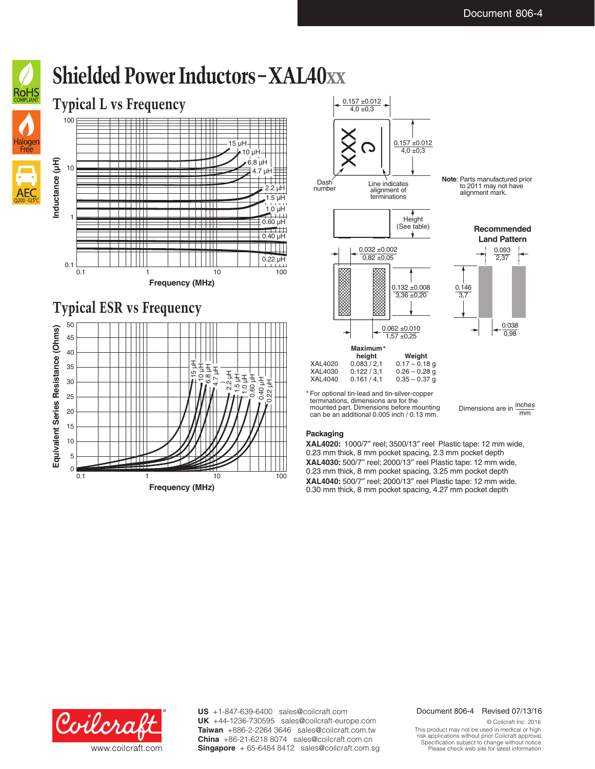# Shielded Power Inductors – XAL40xx

## Typical L vs Frequency

Inductance (µH)

100
10
1
0.1

0.1 1 10 100

Frequency (MHz)

15 µH
10 µH
6.8 µH
4.7 µH
2.2 µH
1.5 µH
1.0 µH
0.60 µH
0.40 µH
0.22 µH

## Typical ESR vs Frequency

Equivalent Series Resistance (Ohms)

50
45
40
35
30
25
20
15
10
5
0

0.1 1 10 100

Frequency (MHz)

15 µH
10 µH
6.8 µH
4.7 µH
2.2 µH
1.5 µH
1.0 µH
0.60 µH
0.40 µH
0.22 µH

0.157 ±0.012
4,0 ±0,3

0.157 ±0.012
4,0 ±0,3

XXX C

Dash number

Line indicates alignment of terminations

**Note**: Parts manufactured prior to 2011 may not have alignment mark.

Height (See table)

0.032 ±0.002
0,82 ±0,05

0.132 ±0.008
3,36 ±0,20

0.062 ±0.010
1,57 ±0,25

**Recommended Land Pattern**

0.093
2,37

0.146
3,7

0.038
0,98

| | Maximum* height | Weight |
|---|---|---|
| XAL4020 | 0.083 / 2,1 | 0.17 – 0.18 g |
| XAL4030 | 0.122 / 3,1 | 0.26 – 0.28 g |
| XAL4040 | 0.161 / 4,1 | 0.35 – 0.37 g |

\* For optional tin-lead and tin-silver-copper terminations, dimensions are for the mounted part. Dimensions before mounting can be an additional 0.005 inch / 0.13 mm.

Dimensions are in $\frac{\text{inches}}{\text{mm}}$

**Packaging**

**XAL4020:** 1000/7″ reel; 3500/13″ reel Plastic tape: 12 mm wide, 0.23 mm thick, 8 mm pocket spacing, 2.3 mm pocket depth

**XAL4030:** 500/7″ reel; 2000/13″ reel Plastic tape: 12 mm wide, 0.23 mm thick, 8 mm pocket spacing, 3.25 mm pocket depth

**XAL4040:** 500/7″ reel; 2000/13″ reel Plastic tape: 12 mm wide, 0.30 mm thick, 8 mm pocket spacing, 4.27 mm pocket depth

www.coilcraft.com

**US** +1-847-639-6400 sales@coilcraft.com
**UK** +44-1236-730595 sales@coilcraft-europe.com
**Taiwan** +886-2-2264 3646 sales@coilcraft.com.tw
**China** +86-21-6218 8074 sales@coilcraft.com.cn
**Singapore** + 65-6484 8412 sales@coilcraft.com.sg

Document 806-4 Revised 07/13/16

© Coilcraft Inc. 2016
This product may not be used in medical or high risk applications without prior Coilcraft approval. Specification subject to change without notice. Please check web site for latest information.